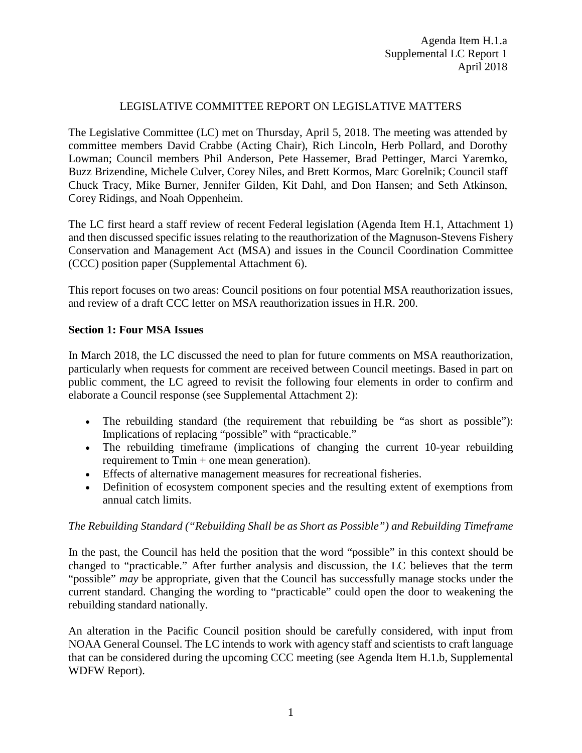Agenda Item H.1.a
Supplemental LC Report 1
April 2018

# LEGISLATIVE COMMITTEE REPORT ON LEGISLATIVE MATTERS

The Legislative Committee (LC) met on Thursday, April 5, 2018. The meeting was attended by committee members David Crabbe (Acting Chair), Rich Lincoln, Herb Pollard, and Dorothy Lowman; Council members Phil Anderson, Pete Hassemer, Brad Pettinger, Marci Yaremko, Buzz Brizendine, Michele Culver, Corey Niles, and Brett Kormos, Marc Gorelnik; Council staff Chuck Tracy, Mike Burner, Jennifer Gilden, Kit Dahl, and Don Hansen; and Seth Atkinson, Corey Ridings, and Noah Oppenheim.

The LC first heard a staff review of recent Federal legislation (Agenda Item H.1, Attachment 1) and then discussed specific issues relating to the reauthorization of the Magnuson-Stevens Fishery Conservation and Management Act (MSA) and issues in the Council Coordination Committee (CCC) position paper (Supplemental Attachment 6).

This report focuses on two areas: Council positions on four potential MSA reauthorization issues, and review of a draft CCC letter on MSA reauthorization issues in H.R. 200.

## Section 1: Four MSA Issues

In March 2018, the LC discussed the need to plan for future comments on MSA reauthorization, particularly when requests for comment are received between Council meetings. Based in part on public comment, the LC agreed to revisit the following four elements in order to confirm and elaborate a Council response (see Supplemental Attachment 2):

- The rebuilding standard (the requirement that rebuilding be "as short as possible"): Implications of replacing "possible" with "practicable."
- The rebuilding timeframe (implications of changing the current 10-year rebuilding requirement to Tmin + one mean generation).
- Effects of alternative management measures for recreational fisheries.
- Definition of ecosystem component species and the resulting extent of exemptions from annual catch limits.

### *The Rebuilding Standard ("Rebuilding Shall be as Short as Possible") and Rebuilding Timeframe*

In the past, the Council has held the position that the word "possible" in this context should be changed to "practicable." After further analysis and discussion, the LC believes that the term "possible" *may* be appropriate, given that the Council has successfully manage stocks under the current standard. Changing the wording to "practicable" could open the door to weakening the rebuilding standard nationally.

An alteration in the Pacific Council position should be carefully considered, with input from NOAA General Counsel. The LC intends to work with agency staff and scientists to craft language that can be considered during the upcoming CCC meeting (see Agenda Item H.1.b, Supplemental WDFW Report).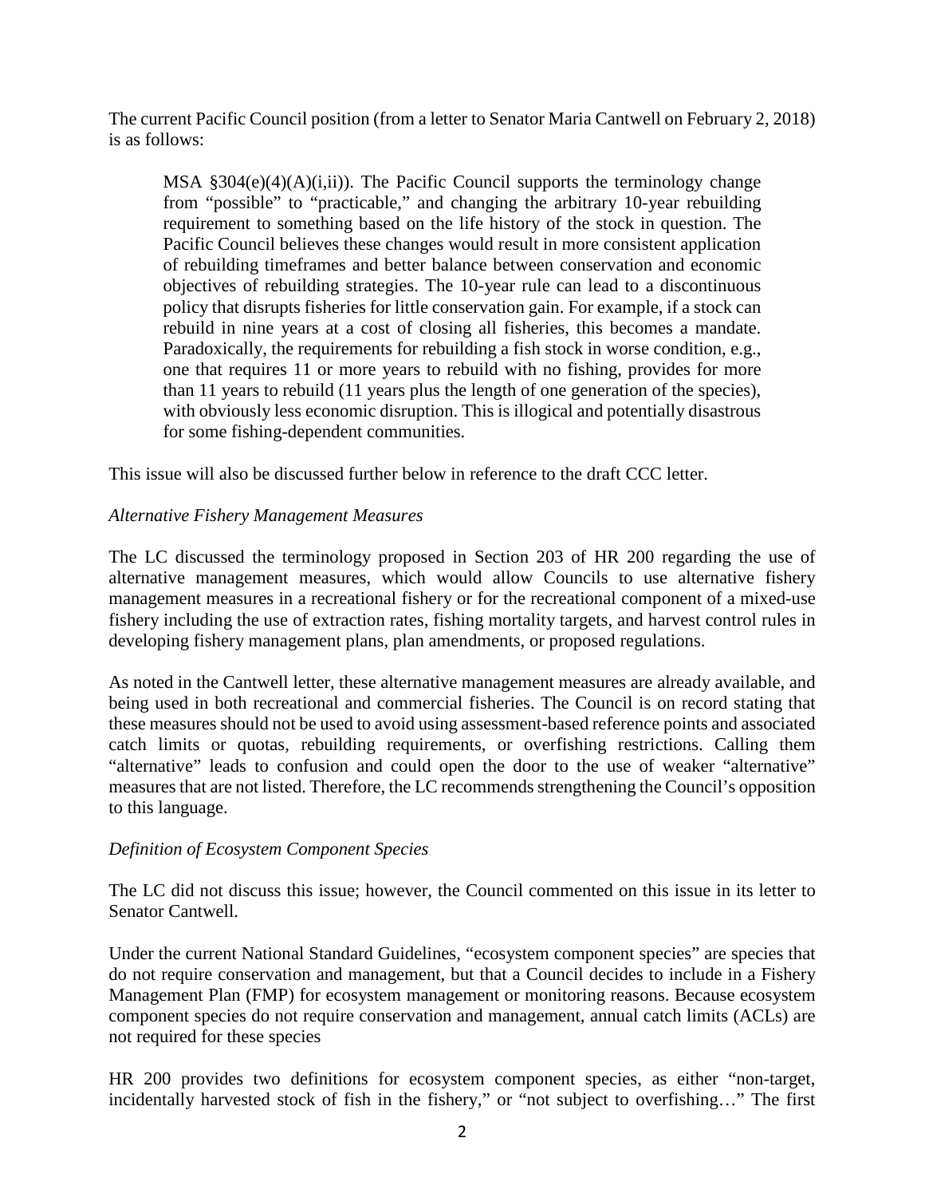The current Pacific Council position (from a letter to Senator Maria Cantwell on February 2, 2018) is as follows:

> MSA §304(e)(4)(A)(i,ii)). The Pacific Council supports the terminology change from "possible" to "practicable," and changing the arbitrary 10-year rebuilding requirement to something based on the life history of the stock in question. The Pacific Council believes these changes would result in more consistent application of rebuilding timeframes and better balance between conservation and economic objectives of rebuilding strategies. The 10-year rule can lead to a discontinuous policy that disrupts fisheries for little conservation gain. For example, if a stock can rebuild in nine years at a cost of closing all fisheries, this becomes a mandate. Paradoxically, the requirements for rebuilding a fish stock in worse condition, e.g., one that requires 11 or more years to rebuild with no fishing, provides for more than 11 years to rebuild (11 years plus the length of one generation of the species), with obviously less economic disruption. This is illogical and potentially disastrous for some fishing-dependent communities.

This issue will also be discussed further below in reference to the draft CCC letter.

*Alternative Fishery Management Measures*

The LC discussed the terminology proposed in Section 203 of HR 200 regarding the use of alternative management measures, which would allow Councils to use alternative fishery management measures in a recreational fishery or for the recreational component of a mixed-use fishery including the use of extraction rates, fishing mortality targets, and harvest control rules in developing fishery management plans, plan amendments, or proposed regulations.

As noted in the Cantwell letter, these alternative management measures are already available, and being used in both recreational and commercial fisheries. The Council is on record stating that these measures should not be used to avoid using assessment-based reference points and associated catch limits or quotas, rebuilding requirements, or overfishing restrictions. Calling them "alternative" leads to confusion and could open the door to the use of weaker "alternative" measures that are not listed. Therefore, the LC recommends strengthening the Council's opposition to this language.

*Definition of Ecosystem Component Species*

The LC did not discuss this issue; however, the Council commented on this issue in its letter to Senator Cantwell.

Under the current National Standard Guidelines, "ecosystem component species" are species that do not require conservation and management, but that a Council decides to include in a Fishery Management Plan (FMP) for ecosystem management or monitoring reasons. Because ecosystem component species do not require conservation and management, annual catch limits (ACLs) are not required for these species

HR 200 provides two definitions for ecosystem component species, as either "non-target, incidentally harvested stock of fish in the fishery," or "not subject to overfishing…" The first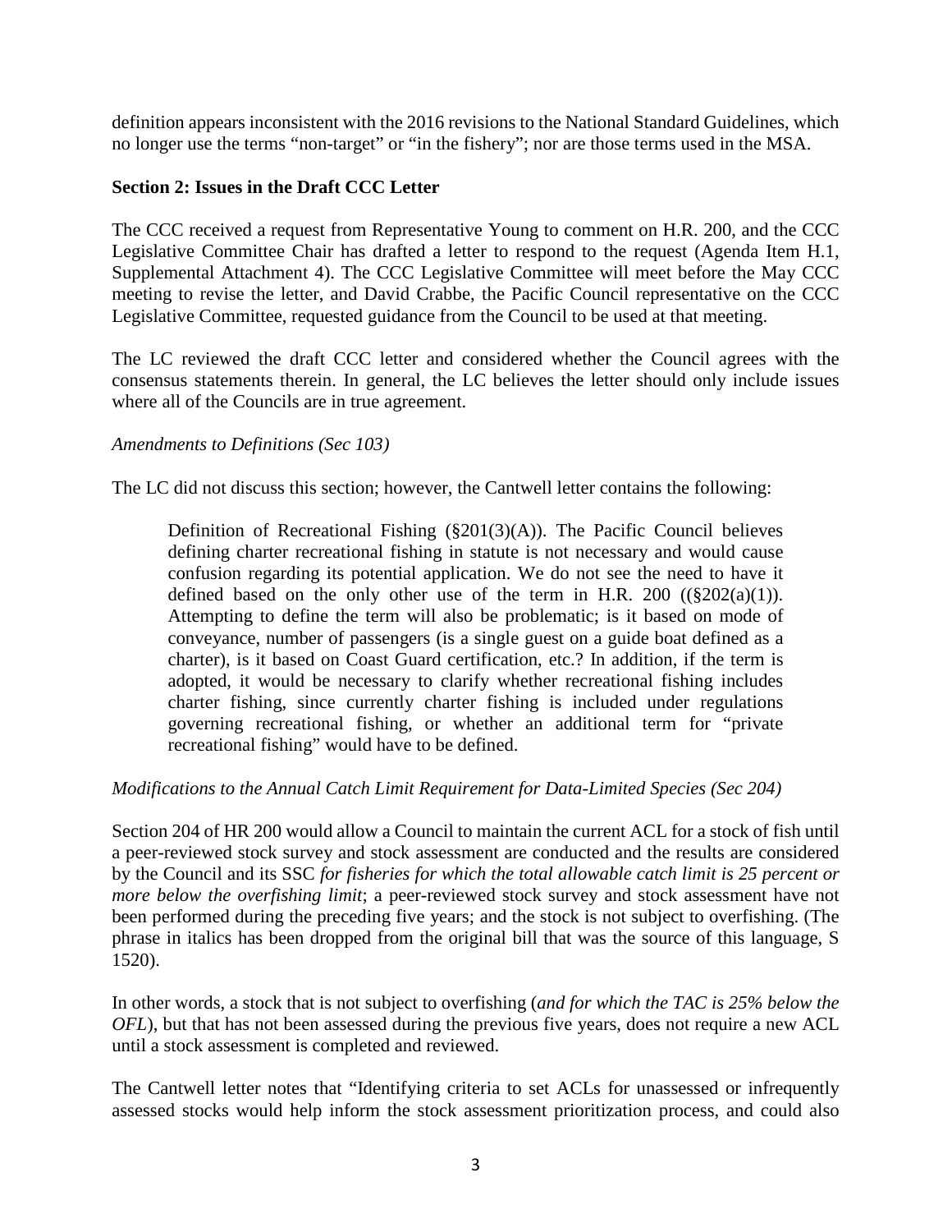definition appears inconsistent with the 2016 revisions to the National Standard Guidelines, which no longer use the terms "non-target" or "in the fishery"; nor are those terms used in the MSA.

**Section 2: Issues in the Draft CCC Letter**

The CCC received a request from Representative Young to comment on H.R. 200, and the CCC Legislative Committee Chair has drafted a letter to respond to the request (Agenda Item H.1, Supplemental Attachment 4). The CCC Legislative Committee will meet before the May CCC meeting to revise the letter, and David Crabbe, the Pacific Council representative on the CCC Legislative Committee, requested guidance from the Council to be used at that meeting.

The LC reviewed the draft CCC letter and considered whether the Council agrees with the consensus statements therein. In general, the LC believes the letter should only include issues where all of the Councils are in true agreement.

*Amendments to Definitions (Sec 103)*

The LC did not discuss this section; however, the Cantwell letter contains the following:

> Definition of Recreational Fishing (§201(3)(A)). The Pacific Council believes defining charter recreational fishing in statute is not necessary and would cause confusion regarding its potential application. We do not see the need to have it defined based on the only other use of the term in H.R. 200 ((§202(a)(1)). Attempting to define the term will also be problematic; is it based on mode of conveyance, number of passengers (is a single guest on a guide boat defined as a charter), is it based on Coast Guard certification, etc.? In addition, if the term is adopted, it would be necessary to clarify whether recreational fishing includes charter fishing, since currently charter fishing is included under regulations governing recreational fishing, or whether an additional term for "private recreational fishing" would have to be defined.

*Modifications to the Annual Catch Limit Requirement for Data-Limited Species (Sec 204)*

Section 204 of HR 200 would allow a Council to maintain the current ACL for a stock of fish until a peer-reviewed stock survey and stock assessment are conducted and the results are considered by the Council and its SSC *for fisheries for which the total allowable catch limit is 25 percent or more below the overfishing limit*; a peer-reviewed stock survey and stock assessment have not been performed during the preceding five years; and the stock is not subject to overfishing. (The phrase in italics has been dropped from the original bill that was the source of this language, S 1520).

In other words, a stock that is not subject to overfishing (*and for which the TAC is 25% below the OFL*), but that has not been assessed during the previous five years, does not require a new ACL until a stock assessment is completed and reviewed.

The Cantwell letter notes that "Identifying criteria to set ACLs for unassessed or infrequently assessed stocks would help inform the stock assessment prioritization process, and could also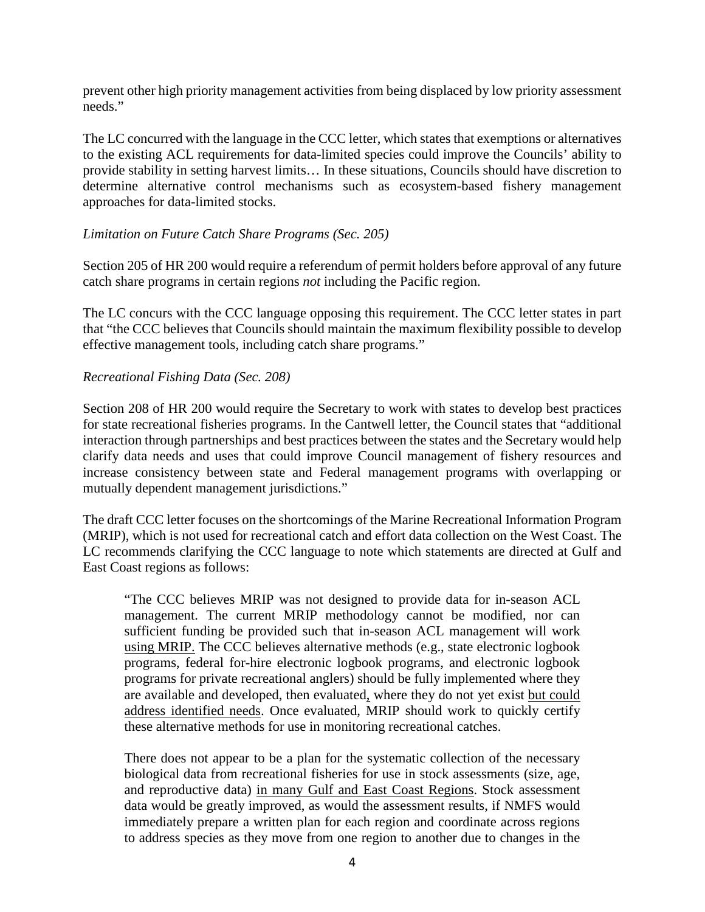prevent other high priority management activities from being displaced by low priority assessment needs."

The LC concurred with the language in the CCC letter, which states that exemptions or alternatives to the existing ACL requirements for data-limited species could improve the Councils' ability to provide stability in setting harvest limits… In these situations, Councils should have discretion to determine alternative control mechanisms such as ecosystem-based fishery management approaches for data-limited stocks.

*Limitation on Future Catch Share Programs (Sec. 205)*

Section 205 of HR 200 would require a referendum of permit holders before approval of any future catch share programs in certain regions *not* including the Pacific region.

The LC concurs with the CCC language opposing this requirement. The CCC letter states in part that "the CCC believes that Councils should maintain the maximum flexibility possible to develop effective management tools, including catch share programs."

*Recreational Fishing Data (Sec. 208)*

Section 208 of HR 200 would require the Secretary to work with states to develop best practices for state recreational fisheries programs. In the Cantwell letter, the Council states that "additional interaction through partnerships and best practices between the states and the Secretary would help clarify data needs and uses that could improve Council management of fishery resources and increase consistency between state and Federal management programs with overlapping or mutually dependent management jurisdictions."

The draft CCC letter focuses on the shortcomings of the Marine Recreational Information Program (MRIP), which is not used for recreational catch and effort data collection on the West Coast. The LC recommends clarifying the CCC language to note which statements are directed at Gulf and East Coast regions as follows:

> "The CCC believes MRIP was not designed to provide data for in-season ACL management. The current MRIP methodology cannot be modified, nor can sufficient funding be provided such that in-season ACL management will work <u>using MRIP.</u> The CCC believes alternative methods (e.g., state electronic logbook programs, federal for-hire electronic logbook programs, and electronic logbook programs for private recreational anglers) should be fully implemented where they are available and developed, then evaluated<u>,</u> where they do not yet exist <u>but could address identified needs</u>. Once evaluated, MRIP should work to quickly certify these alternative methods for use in monitoring recreational catches.
>
> There does not appear to be a plan for the systematic collection of the necessary biological data from recreational fisheries for use in stock assessments (size, age, and reproductive data) <u>in many Gulf and East Coast Regions</u>. Stock assessment data would be greatly improved, as would the assessment results, if NMFS would immediately prepare a written plan for each region and coordinate across regions to address species as they move from one region to another due to changes in the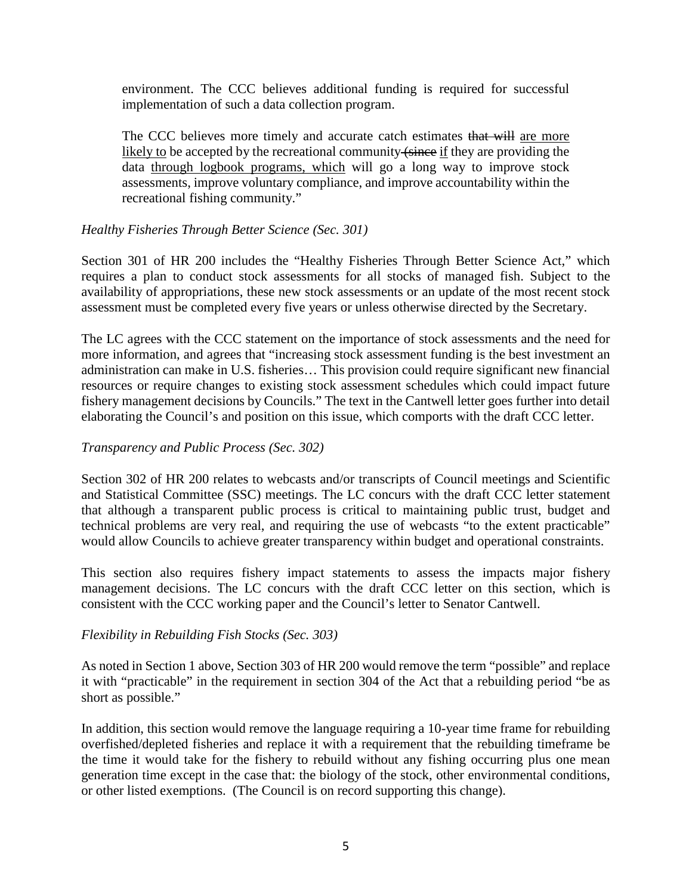> environment. The CCC believes additional funding is required for successful implementation of such a data collection program.
>
> The CCC believes more timely and accurate catch estimates ~~that will~~ <u>are more likely to</u> be accepted by the recreational community ~~(since~~ <u>if</u> they are providing the data <u>through logbook programs, which</u> will go a long way to improve stock assessments, improve voluntary compliance, and improve accountability within the recreational fishing community."

*Healthy Fisheries Through Better Science (Sec. 301)*

Section 301 of HR 200 includes the "Healthy Fisheries Through Better Science Act," which requires a plan to conduct stock assessments for all stocks of managed fish. Subject to the availability of appropriations, these new stock assessments or an update of the most recent stock assessment must be completed every five years or unless otherwise directed by the Secretary.

The LC agrees with the CCC statement on the importance of stock assessments and the need for more information, and agrees that "increasing stock assessment funding is the best investment an administration can make in U.S. fisheries… This provision could require significant new financial resources or require changes to existing stock assessment schedules which could impact future fishery management decisions by Councils." The text in the Cantwell letter goes further into detail elaborating the Council's and position on this issue, which comports with the draft CCC letter.

*Transparency and Public Process (Sec. 302)*

Section 302 of HR 200 relates to webcasts and/or transcripts of Council meetings and Scientific and Statistical Committee (SSC) meetings. The LC concurs with the draft CCC letter statement that although a transparent public process is critical to maintaining public trust, budget and technical problems are very real, and requiring the use of webcasts "to the extent practicable" would allow Councils to achieve greater transparency within budget and operational constraints.

This section also requires fishery impact statements to assess the impacts major fishery management decisions. The LC concurs with the draft CCC letter on this section, which is consistent with the CCC working paper and the Council's letter to Senator Cantwell.

*Flexibility in Rebuilding Fish Stocks (Sec. 303)*

As noted in Section 1 above, Section 303 of HR 200 would remove the term "possible" and replace it with "practicable" in the requirement in section 304 of the Act that a rebuilding period "be as short as possible."

In addition, this section would remove the language requiring a 10-year time frame for rebuilding overfished/depleted fisheries and replace it with a requirement that the rebuilding timeframe be the time it would take for the fishery to rebuild without any fishing occurring plus one mean generation time except in the case that: the biology of the stock, other environmental conditions, or other listed exemptions. (The Council is on record supporting this change).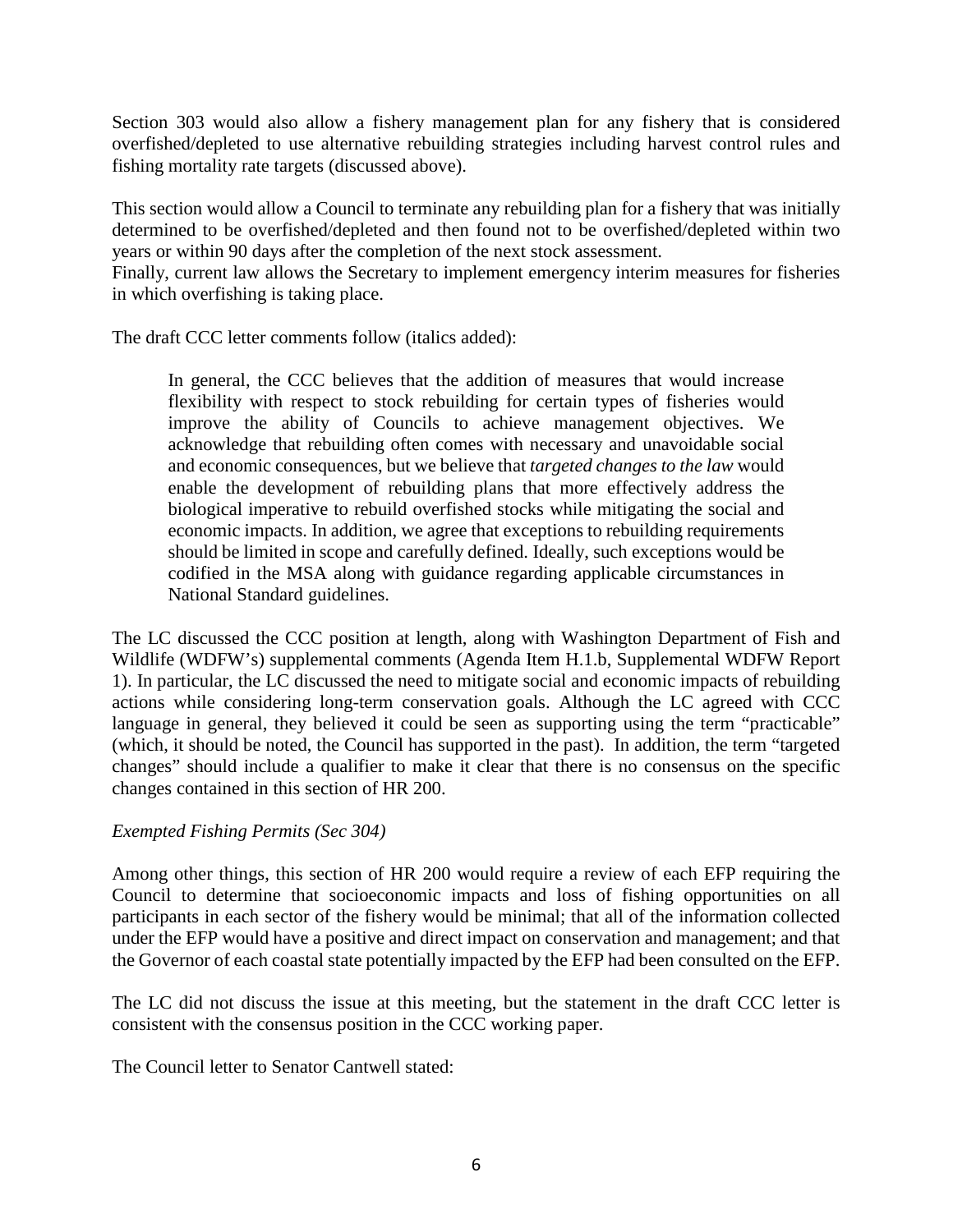Section 303 would also allow a fishery management plan for any fishery that is considered overfished/depleted to use alternative rebuilding strategies including harvest control rules and fishing mortality rate targets (discussed above).

This section would allow a Council to terminate any rebuilding plan for a fishery that was initially determined to be overfished/depleted and then found not to be overfished/depleted within two years or within 90 days after the completion of the next stock assessment.
Finally, current law allows the Secretary to implement emergency interim measures for fisheries in which overfishing is taking place.

The draft CCC letter comments follow (italics added):

> In general, the CCC believes that the addition of measures that would increase flexibility with respect to stock rebuilding for certain types of fisheries would improve the ability of Councils to achieve management objectives. We acknowledge that rebuilding often comes with necessary and unavoidable social and economic consequences, but we believe that *targeted changes to the law* would enable the development of rebuilding plans that more effectively address the biological imperative to rebuild overfished stocks while mitigating the social and economic impacts. In addition, we agree that exceptions to rebuilding requirements should be limited in scope and carefully defined. Ideally, such exceptions would be codified in the MSA along with guidance regarding applicable circumstances in National Standard guidelines.

The LC discussed the CCC position at length, along with Washington Department of Fish and Wildlife (WDFW's) supplemental comments (Agenda Item H.1.b, Supplemental WDFW Report 1). In particular, the LC discussed the need to mitigate social and economic impacts of rebuilding actions while considering long-term conservation goals. Although the LC agreed with CCC language in general, they believed it could be seen as supporting using the term "practicable" (which, it should be noted, the Council has supported in the past). In addition, the term "targeted changes" should include a qualifier to make it clear that there is no consensus on the specific changes contained in this section of HR 200.

*Exempted Fishing Permits (Sec 304)*

Among other things, this section of HR 200 would require a review of each EFP requiring the Council to determine that socioeconomic impacts and loss of fishing opportunities on all participants in each sector of the fishery would be minimal; that all of the information collected under the EFP would have a positive and direct impact on conservation and management; and that the Governor of each coastal state potentially impacted by the EFP had been consulted on the EFP.

The LC did not discuss the issue at this meeting, but the statement in the draft CCC letter is consistent with the consensus position in the CCC working paper.

The Council letter to Senator Cantwell stated: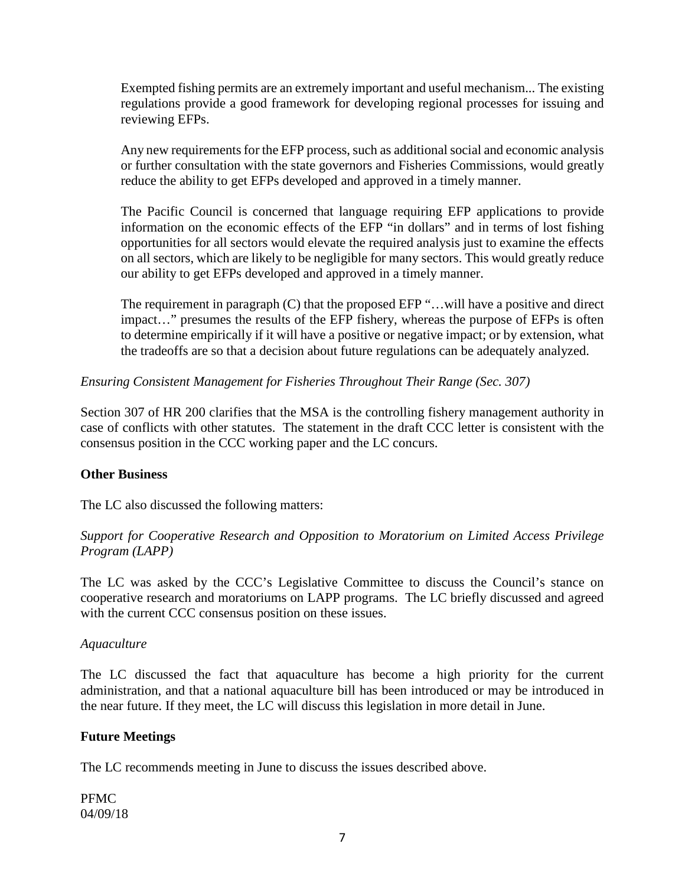> Exempted fishing permits are an extremely important and useful mechanism... The existing regulations provide a good framework for developing regional processes for issuing and reviewing EFPs.
>
> Any new requirements for the EFP process, such as additional social and economic analysis or further consultation with the state governors and Fisheries Commissions, would greatly reduce the ability to get EFPs developed and approved in a timely manner.
>
> The Pacific Council is concerned that language requiring EFP applications to provide information on the economic effects of the EFP "in dollars" and in terms of lost fishing opportunities for all sectors would elevate the required analysis just to examine the effects on all sectors, which are likely to be negligible for many sectors. This would greatly reduce our ability to get EFPs developed and approved in a timely manner.
>
> The requirement in paragraph (C) that the proposed EFP "…will have a positive and direct impact…" presumes the results of the EFP fishery, whereas the purpose of EFPs is often to determine empirically if it will have a positive or negative impact; or by extension, what the tradeoffs are so that a decision about future regulations can be adequately analyzed.

*Ensuring Consistent Management for Fisheries Throughout Their Range (Sec. 307)*

Section 307 of HR 200 clarifies that the MSA is the controlling fishery management authority in case of conflicts with other statutes. The statement in the draft CCC letter is consistent with the consensus position in the CCC working paper and the LC concurs.

**Other Business**

The LC also discussed the following matters:

*Support for Cooperative Research and Opposition to Moratorium on Limited Access Privilege Program (LAPP)*

The LC was asked by the CCC's Legislative Committee to discuss the Council's stance on cooperative research and moratoriums on LAPP programs. The LC briefly discussed and agreed with the current CCC consensus position on these issues.

*Aquaculture*

The LC discussed the fact that aquaculture has become a high priority for the current administration, and that a national aquaculture bill has been introduced or may be introduced in the near future. If they meet, the LC will discuss this legislation in more detail in June.

**Future Meetings**

The LC recommends meeting in June to discuss the issues described above.

PFMC
04/09/18